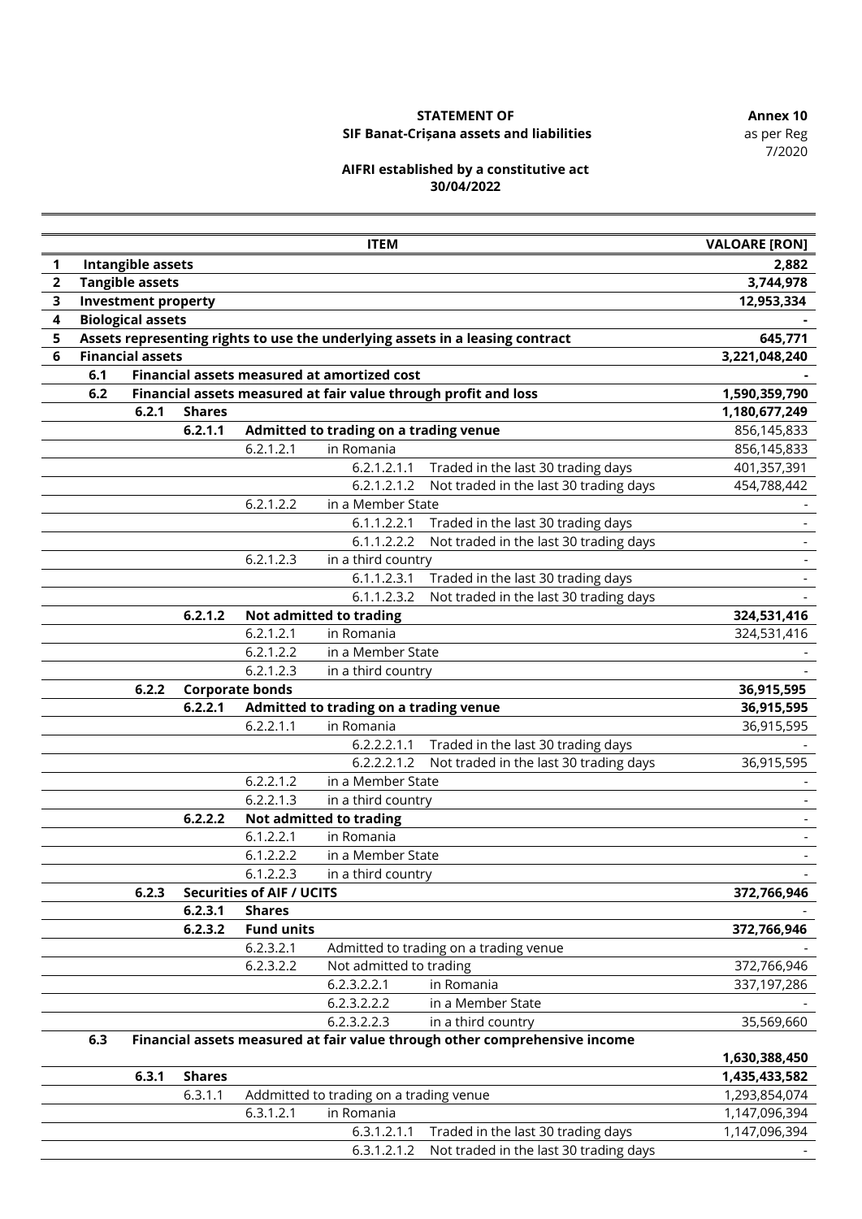**STATEMENT OF**
**SIF Banat-Crișana assets and liabilities**

**Annex 10**
as per Reg 7/2020

**AIFRI established by a constitutive act**
**30/04/2022**

| | | | | | | ITEM | VALOARE [RON] |
|---|---|---|---|---|---|---|---|
| **1** | **Intangible assets** | | | | | | **2,882** |
| **2** | **Tangible assets** | | | | | | **3,744,978** |
| **3** | **Investment property** | | | | | | **12,953,334** |
| **4** | **Biological assets** | | | | | | **-** |
| **5** | **Assets representing rights to use the underlying assets in a leasing contract** | | | | | | **645,771** |
| **6** | **Financial assets** | | | | | | **3,221,048,240** |
| | **6.1** | **Financial assets measured at amortized cost** | | | | | **-** |
| | **6.2** | **Financial assets measured at fair value through profit and loss** | | | | | **1,590,359,790** |
| | | **6.2.1** | **Shares** | | | | **1,180,677,249** |
| | | | **6.2.1.1** | **Admitted to trading on a trading venue** | | | 856,145,833 |
| | | | | 6.2.1.2.1 | in Romania | | 856,145,833 |
| | | | | | 6.2.1.2.1.1 | Traded in the last 30 trading days | 401,357,391 |
| | | | | | 6.2.1.2.1.2 | Not traded in the last 30 trading days | 454,788,442 |
| | | | | 6.2.1.2.2 | in a Member State | | - |
| | | | | | 6.1.1.2.2.1 | Traded in the last 30 trading days | - |
| | | | | | 6.1.1.2.2.2 | Not traded in the last 30 trading days | - |
| | | | | 6.2.1.2.3 | in a third country | | - |
| | | | | | 6.1.1.2.3.1 | Traded in the last 30 trading days | - |
| | | | | | 6.1.1.2.3.2 | Not traded in the last 30 trading days | - |
| | | | **6.2.1.2** | **Not admitted to trading** | | | **324,531,416** |
| | | | | 6.2.1.2.1 | in Romania | | 324,531,416 |
| | | | | 6.2.1.2.2 | in a Member State | | - |
| | | | | 6.2.1.2.3 | in a third country | | - |
| | | **6.2.2** | **Corporate bonds** | | | | **36,915,595** |
| | | | **6.2.2.1** | **Admitted to trading on a trading venue** | | | **36,915,595** |
| | | | | 6.2.2.1.1 | in Romania | | 36,915,595 |
| | | | | | 6.2.2.2.1.1 | Traded in the last 30 trading days | - |
| | | | | | 6.2.2.2.1.2 | Not traded in the last 30 trading days | 36,915,595 |
| | | | | 6.2.2.1.2 | in a Member State | | - |
| | | | | 6.2.2.1.3 | in a third country | | - |
| | | | **6.2.2.2** | **Not admitted to trading** | | | - |
| | | | | 6.1.2.2.1 | in Romania | | - |
| | | | | 6.1.2.2.2 | in a Member State | | - |
| | | | | 6.1.2.2.3 | in a third country | | - |
| | | **6.2.3** | **Securities of AIF / UCITS** | | | | **372,766,946** |
| | | | **6.2.3.1** | **Shares** | | | - |
| | | | **6.2.3.2** | **Fund units** | | | **372,766,946** |
| | | | | 6.2.3.2.1 | Admitted to trading on a trading venue | | - |
| | | | | 6.2.3.2.2 | Not admitted to trading | | 372,766,946 |
| | | | | | 6.2.3.2.2.1 | in Romania | 337,197,286 |
| | | | | | 6.2.3.2.2.2 | in a Member State | - |
| | | | | | 6.2.3.2.2.3 | in a third country | 35,569,660 |
| | **6.3** | **Financial assets measured at fair value through other comprehensive income** | | | | | **1,630,388,450** |
| | | **6.3.1** | **Shares** | | | | **1,435,433,582** |
| | | | 6.3.1.1 | Addmitted to trading on a trading venue | | | 1,293,854,074 |
| | | | | 6.3.1.2.1 | in Romania | | 1,147,096,394 |
| | | | | | 6.3.1.2.1.1 | Traded in the last 30 trading days | 1,147,096,394 |
| | | | | | 6.3.1.2.1.2 | Not traded in the last 30 trading days | - |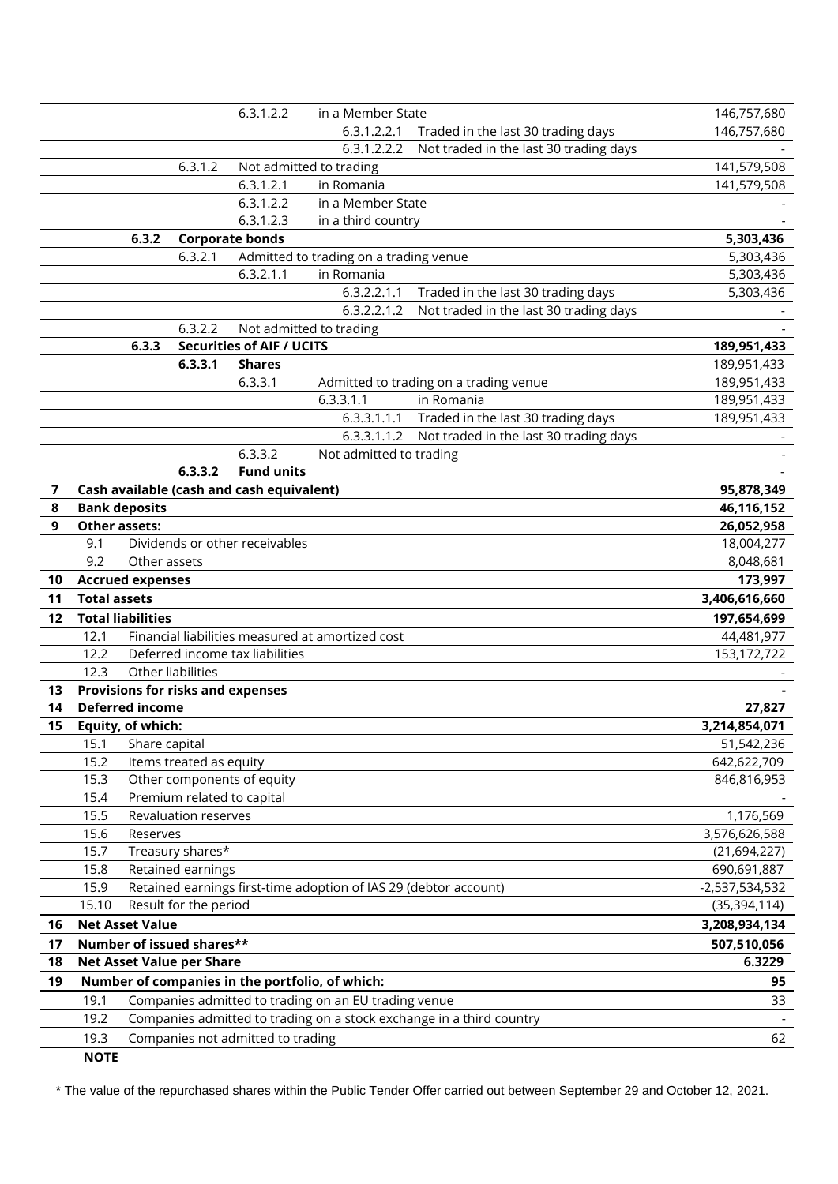| | | | | | | | |
|---|---|---|---|---|---|---|---|
| | | | 6.3.1.2.2 | in a Member State | | | 146,757,680 |
| | | | | | 6.3.1.2.2.1 | Traded in the last 30 trading days | 146,757,680 |
| | | | | | 6.3.1.2.2.2 | Not traded in the last 30 trading days | - |
| | | 6.3.1.2 | Not admitted to trading | | | | 141,579,508 |
| | | | 6.3.1.2.1 | in Romania | | | 141,579,508 |
| | | | 6.3.1.2.2 | in a Member State | | | - |
| | | | 6.3.1.2.3 | in a third country | | | - |
| | **6.3.2** | **Corporate bonds** | | | | | **5,303,436** |
| | | 6.3.2.1 | Admitted to trading on a trading venue | | | | 5,303,436 |
| | | | 6.3.2.1.1 | in Romania | | | 5,303,436 |
| | | | | | 6.3.2.2.1.1 | Traded in the last 30 trading days | 5,303,436 |
| | | | | | 6.3.2.2.1.2 | Not traded in the last 30 trading days | - |
| | | 6.3.2.2 | Not admitted to trading | | | | - |
| | **6.3.3** | **Securities of AIF / UCITS** | | | | | **189,951,433** |
| | | **6.3.3.1** | **Shares** | | | | 189,951,433 |
| | | | 6.3.3.1 | Admitted to trading on a trading venue | | | 189,951,433 |
| | | | | 6.3.3.1.1 | in Romania | | 189,951,433 |
| | | | | | 6.3.3.1.1.1 | Traded in the last 30 trading days | 189,951,433 |
| | | | | | 6.3.3.1.1.2 | Not traded in the last 30 trading days | - |
| | | | 6.3.3.2 | Not admitted to trading | | | - |
| | | **6.3.3.2** | **Fund units** | | | | - |
| **7** | **Cash available (cash and cash equivalent)** | | | | | | **95,878,349** |
| **8** | **Bank deposits** | | | | | | **46,116,152** |
| **9** | **Other assets:** | | | | | | **26,052,958** |
| | 9.1 | Dividends or other receivables | | | | | 18,004,277 |
| | 9.2 | Other assets | | | | | 8,048,681 |
| **10** | **Accrued expenses** | | | | | | **173,997** |
| **11** | **Total assets** | | | | | | **3,406,616,660** |
| **12** | **Total liabilities** | | | | | | **197,654,699** |
| | 12.1 | Financial liabilities measured at amortized cost | | | | | 44,481,977 |
| | 12.2 | Deferred income tax liabilities | | | | | 153,172,722 |
| | 12.3 | Other liabilities | | | | | - |
| **13** | **Provisions for risks and expenses** | | | | | | **-** |
| **14** | **Deferred income** | | | | | | **27,827** |
| **15** | **Equity, of which:** | | | | | | **3,214,854,071** |
| | 15.1 | Share capital | | | | | 51,542,236 |
| | 15.2 | Items treated as equity | | | | | 642,622,709 |
| | 15.3 | Other components of equity | | | | | 846,816,953 |
| | 15.4 | Premium related to capital | | | | | - |
| | 15.5 | Revaluation reserves | | | | | 1,176,569 |
| | 15.6 | Reserves | | | | | 3,576,626,588 |
| | 15.7 | Treasury shares* | | | | | (21,694,227) |
| | 15.8 | Retained earnings | | | | | 690,691,887 |
| | 15.9 | Retained earnings first-time adoption of IAS 29 (debtor account) | | | | | -2,537,534,532 |
| | 15.10 | Result for the period | | | | | (35,394,114) |
| **16** | **Net Asset Value** | | | | | | **3,208,934,134** |
| **17** | **Number of issued shares**** | | | | | | **507,510,056** |
| **18** | **Net Asset Value per Share** | | | | | | **6.3229** |
| **19** | **Number of companies in the portfolio, of which:** | | | | | | **95** |
| | 19.1 | Companies admitted to trading on an EU trading venue | | | | | 33 |
| | 19.2 | Companies admitted to trading on a stock exchange in a third country | | | | | - |
| | 19.3 | Companies not admitted to trading | | | | | 62 |

**NOTE**

* The value of the repurchased shares within the Public Tender Offer carried out between September 29 and October 12, 2021.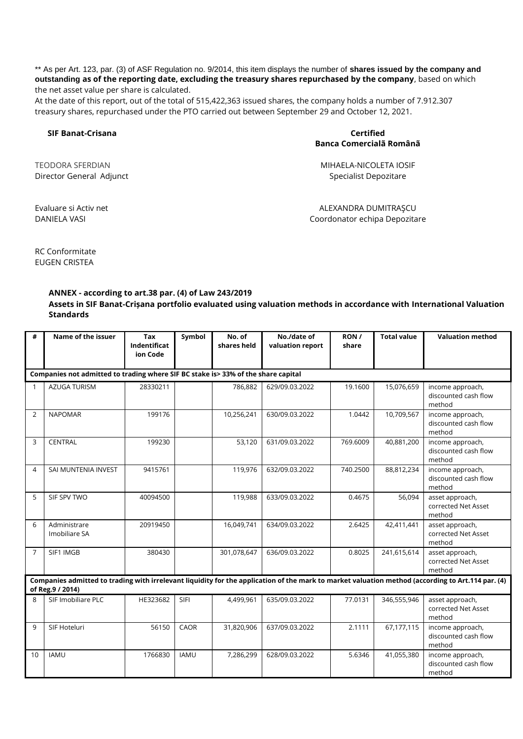** As per Art. 123, par. (3) of ASF Regulation no. 9/2014, this item displays the number of **shares issued by the company and outstanding as of the reporting date, excluding the treasury shares repurchased by the company**, based on which the net asset value per share is calculated.
At the date of this report, out of the total of 515,422,363 issued shares, the company holds a number of 7.912.307 treasury shares, repurchased under the PTO carried out between September 29 and October 12, 2021.

**SIF Banat-Crisana**

**Certified**
**Banca Comercialã Românã**

TEODORA SFERDIAN
Director General Adjunct

MIHAELA-NICOLETA IOSIF
Specialist Depozitare

Evaluare si Activ net
DANIELA VASI

ALEXANDRA DUMITRAŞCU
Coordonator echipa Depozitare

RC Conformitate
EUGEN CRISTEA

**ANNEX - according to art.38 par. (4) of Law 243/2019**
**Assets in SIF Banat-Crișana portfolio evaluated using valuation methods in accordance with International Valuation Standards**

| # | Name of the issuer | Tax Indentification Code | Symbol | No. of shares held | No./date of valuation report | RON / share | Total value | Valuation method |
|---|---|---|---|---|---|---|---|---|
| **Companies not admitted to trading where SIF BC stake is> 33% of the share capital** | | | | | | | | |
| 1 | AZUGA TURISM | 28330211 | | 786,882 | 629/09.03.2022 | 19.1600 | 15,076,659 | income approach, discounted cash flow method |
| 2 | NAPOMAR | 199176 | | 10,256,241 | 630/09.03.2022 | 1.0442 | 10,709,567 | income approach, discounted cash flow method |
| 3 | CENTRAL | 199230 | | 53,120 | 631/09.03.2022 | 769.6009 | 40,881,200 | income approach, discounted cash flow method |
| 4 | SAI MUNTENIA INVEST | 9415761 | | 119,976 | 632/09.03.2022 | 740.2500 | 88,812,234 | income approach, discounted cash flow method |
| 5 | SIF SPV TWO | 40094500 | | 119,988 | 633/09.03.2022 | 0.4675 | 56,094 | asset approach, corrected Net Asset method |
| 6 | Administrare Imobiliare SA | 20919450 | | 16,049,741 | 634/09.03.2022 | 2.6425 | 42,411,441 | asset approach, corrected Net Asset method |
| 7 | SIF1 IMGB | 380430 | | 301,078,647 | 636/09.03.2022 | 0.8025 | 241,615,614 | asset approach, corrected Net Asset method |
| **Companies admitted to trading with irrelevant liquidity for the application of the mark to market valuation method (according to Art.114 par. (4) of Reg.9 / 2014)** | | | | | | | | |
| 8 | SIF Imobiliare PLC | HE323682 | SIFI | 4,499,961 | 635/09.03.2022 | 77.0131 | 346,555,946 | asset approach, corrected Net Asset method |
| 9 | SIF Hoteluri | 56150 | CAOR | 31,820,906 | 637/09.03.2022 | 2.1111 | 67,177,115 | income approach, discounted cash flow method |
| 10 | IAMU | 1766830 | IAMU | 7,286,299 | 628/09.03.2022 | 5.6346 | 41,055,380 | income approach, discounted cash flow method |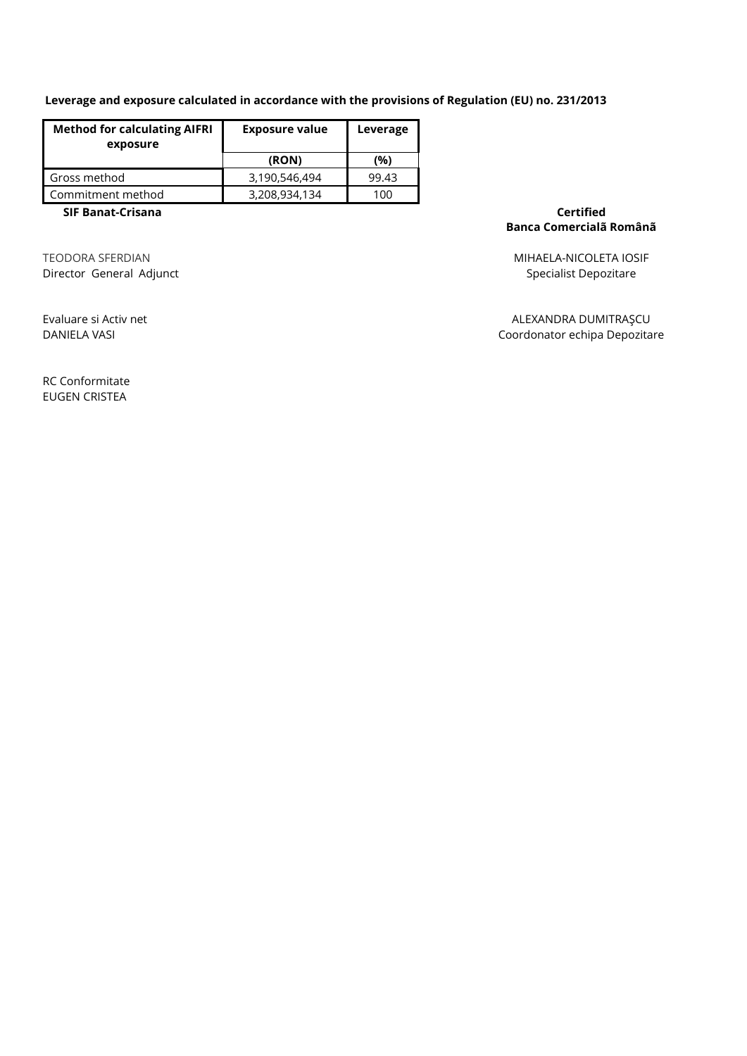**Leverage and exposure calculated in accordance with the provisions of Regulation (EU) no. 231/2013**

| Method for calculating AIFRI exposure | Exposure value | Leverage |
|---|---|---|
| | (RON) | (%) |
| Gross method | 3,190,546,494 | 99.43 |
| Commitment method | 3,208,934,134 | 100 |

**SIF Banat-Crisana**

TEODORA SFERDIAN
Director General Adjunct

Evaluare si Activ net
DANIELA VASI

RC Conformitate
EUGEN CRISTEA

**Certified**
**Banca Comercialã Românã**

MIHAELA-NICOLETA IOSIF
Specialist Depozitare

ALEXANDRA DUMITRAŞCU
Coordonator echipa Depozitare